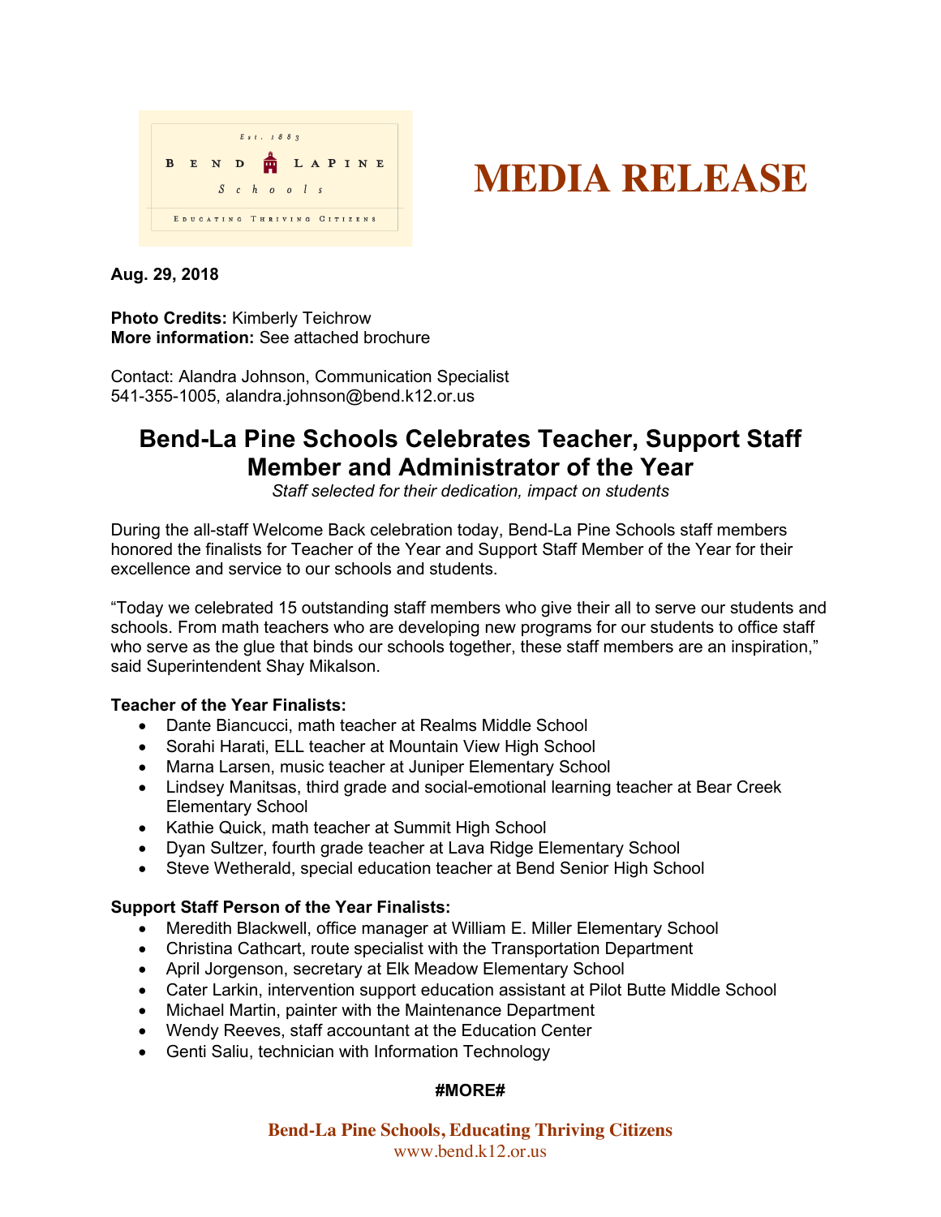**MEDIA RELEASE**

**Aug. 29, 2018**

**Photo Credits:** Kimberly Teichrow
**More information:** See attached brochure

Contact: Alandra Johnson, Communication Specialist
541-355-1005, alandra.johnson@bend.k12.or.us

# Bend-La Pine Schools Celebrates Teacher, Support Staff Member and Administrator of the Year

*Staff selected for their dedication, impact on students*

During the all-staff Welcome Back celebration today, Bend-La Pine Schools staff members honored the finalists for Teacher of the Year and Support Staff Member of the Year for their excellence and service to our schools and students.

"Today we celebrated 15 outstanding staff members who give their all to serve our students and schools. From math teachers who are developing new programs for our students to office staff who serve as the glue that binds our schools together, these staff members are an inspiration," said Superintendent Shay Mikalson.

**Teacher of the Year Finalists:**

- Dante Biancucci, math teacher at Realms Middle School
- Sorahi Harati, ELL teacher at Mountain View High School
- Marna Larsen, music teacher at Juniper Elementary School
- Lindsey Manitsas, third grade and social-emotional learning teacher at Bear Creek Elementary School
- Kathie Quick, math teacher at Summit High School
- Dyan Sultzer, fourth grade teacher at Lava Ridge Elementary School
- Steve Wetherald, special education teacher at Bend Senior High School

**Support Staff Person of the Year Finalists:**

- Meredith Blackwell, office manager at William E. Miller Elementary School
- Christina Cathcart, route specialist with the Transportation Department
- April Jorgenson, secretary at Elk Meadow Elementary School
- Cater Larkin, intervention support education assistant at Pilot Butte Middle School
- Michael Martin, painter with the Maintenance Department
- Wendy Reeves, staff accountant at the Education Center
- Genti Saliu, technician with Information Technology

**#MORE#**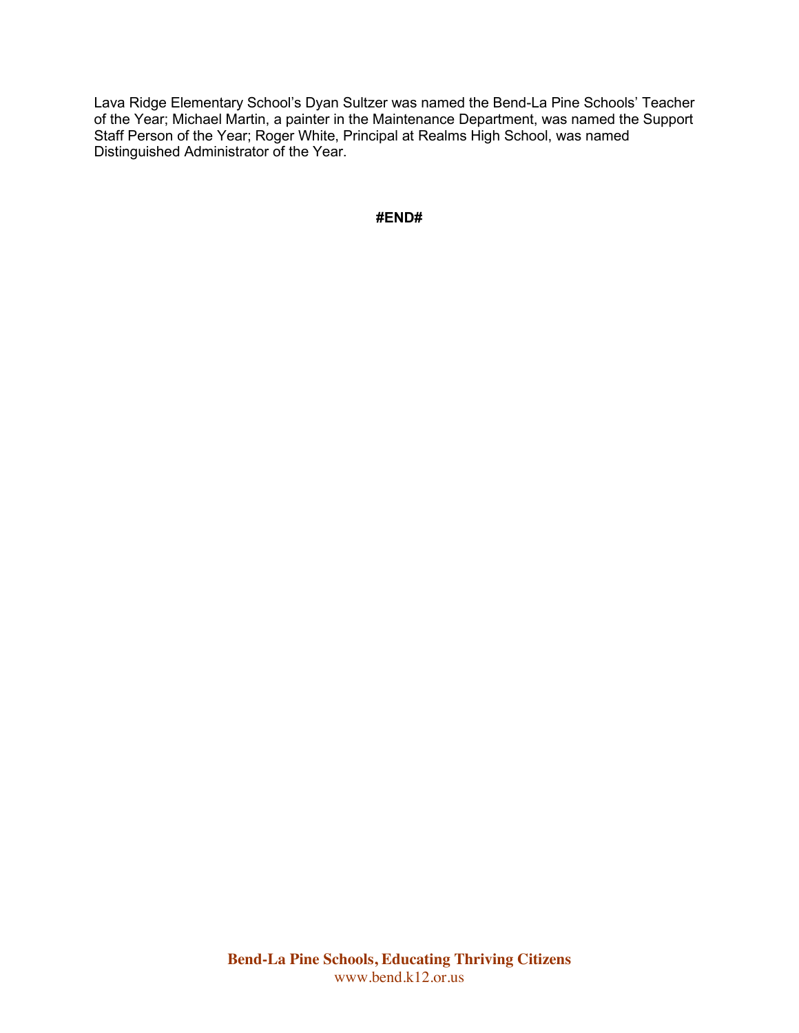Lava Ridge Elementary School's Dyan Sultzer was named the Bend-La Pine Schools' Teacher of the Year; Michael Martin, a painter in the Maintenance Department, was named the Support Staff Person of the Year; Roger White, Principal at Realms High School, was named Distinguished Administrator of the Year.

**#END#**